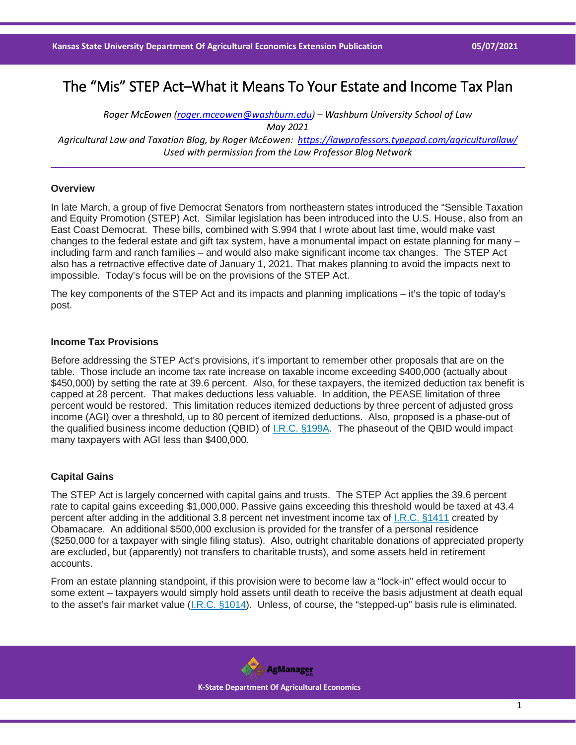# The "Mis" STEP Act–What it Means To Your Estate and Income Tax Plan

*Roger McEowen (roger.mceowen@washburn.edu) – Washburn University School of Law*
*May 2021*
*Agricultural Law and Taxation Blog, by Roger McEowen: https://lawprofessors.typepad.com/agriculturallaw/*
*Used with permission from the Law Professor Blog Network*

### Overview

In late March, a group of five Democrat Senators from northeastern states introduced the "Sensible Taxation and Equity Promotion (STEP) Act. Similar legislation has been introduced into the U.S. House, also from an East Coast Democrat. These bills, combined with S.994 that I wrote about last time, would make vast changes to the federal estate and gift tax system, have a monumental impact on estate planning for many – including farm and ranch families – and would also make significant income tax changes. The STEP Act also has a retroactive effective date of January 1, 2021. That makes planning to avoid the impacts next to impossible. Today's focus will be on the provisions of the STEP Act.

The key components of the STEP Act and its impacts and planning implications – it's the topic of today's post.

### Income Tax Provisions

Before addressing the STEP Act's provisions, it's important to remember other proposals that are on the table. Those include an income tax rate increase on taxable income exceeding $400,000 (actually about $450,000) by setting the rate at 39.6 percent. Also, for these taxpayers, the itemized deduction tax benefit is capped at 28 percent. That makes deductions less valuable. In addition, the PEASE limitation of three percent would be restored. This limitation reduces itemized deductions by three percent of adjusted gross income (AGI) over a threshold, up to 80 percent of itemized deductions. Also, proposed is a phase-out of the qualified business income deduction (QBID) of I.R.C. §199A. The phaseout of the QBID would impact many taxpayers with AGI less than $400,000.

### Capital Gains

The STEP Act is largely concerned with capital gains and trusts. The STEP Act applies the 39.6 percent rate to capital gains exceeding $1,000,000. Passive gains exceeding this threshold would be taxed at 43.4 percent after adding in the additional 3.8 percent net investment income tax of I.R.C. §1411 created by Obamacare. An additional $500,000 exclusion is provided for the transfer of a personal residence ($250,000 for a taxpayer with single filing status). Also, outright charitable donations of appreciated property are excluded, but (apparently) not transfers to charitable trusts), and some assets held in retirement accounts.

From an estate planning standpoint, if this provision were to become law a "lock-in" effect would occur to some extent – taxpayers would simply hold assets until death to receive the basis adjustment at death equal to the asset's fair market value (I.R.C. §1014). Unless, of course, the "stepped-up" basis rule is eliminated.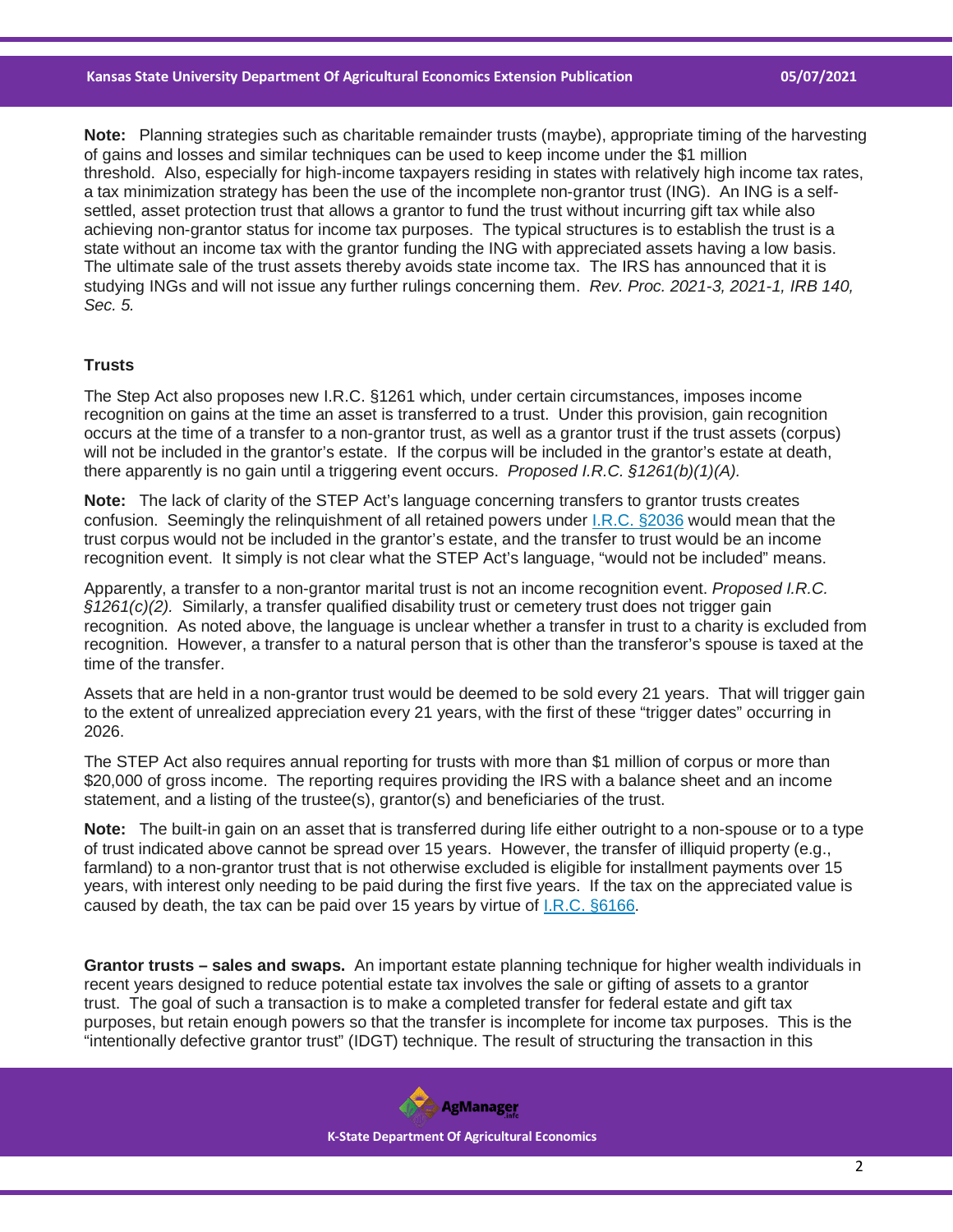**Note:** Planning strategies such as charitable remainder trusts (maybe), appropriate timing of the harvesting of gains and losses and similar techniques can be used to keep income under the $1 million threshold. Also, especially for high-income taxpayers residing in states with relatively high income tax rates, a tax minimization strategy has been the use of the incomplete non-grantor trust (ING). An ING is a self-settled, asset protection trust that allows a grantor to fund the trust without incurring gift tax while also achieving non-grantor status for income tax purposes. The typical structures is to establish the trust is a state without an income tax with the grantor funding the ING with appreciated assets having a low basis. The ultimate sale of the trust assets thereby avoids state income tax. The IRS has announced that it is studying INGs and will not issue any further rulings concerning them. *Rev. Proc. 2021-3, 2021-1, IRB 140, Sec. 5.*

**Trusts**

The Step Act also proposes new I.R.C. §1261 which, under certain circumstances, imposes income recognition on gains at the time an asset is transferred to a trust. Under this provision, gain recognition occurs at the time of a transfer to a non-grantor trust, as well as a grantor trust if the trust assets (corpus) will not be included in the grantor's estate. If the corpus will be included in the grantor's estate at death, there apparently is no gain until a triggering event occurs. *Proposed I.R.C. §1261(b)(1)(A).*

**Note:** The lack of clarity of the STEP Act's language concerning transfers to grantor trusts creates confusion. Seemingly the relinquishment of all retained powers under I.R.C. §2036 would mean that the trust corpus would not be included in the grantor's estate, and the transfer to trust would be an income recognition event. It simply is not clear what the STEP Act's language, "would not be included" means.

Apparently, a transfer to a non-grantor marital trust is not an income recognition event. *Proposed I.R.C. §1261(c)(2).* Similarly, a transfer qualified disability trust or cemetery trust does not trigger gain recognition. As noted above, the language is unclear whether a transfer in trust to a charity is excluded from recognition. However, a transfer to a natural person that is other than the transferor's spouse is taxed at the time of the transfer.

Assets that are held in a non-grantor trust would be deemed to be sold every 21 years. That will trigger gain to the extent of unrealized appreciation every 21 years, with the first of these "trigger dates" occurring in 2026.

The STEP Act also requires annual reporting for trusts with more than $1 million of corpus or more than $20,000 of gross income. The reporting requires providing the IRS with a balance sheet and an income statement, and a listing of the trustee(s), grantor(s) and beneficiaries of the trust.

**Note:** The built-in gain on an asset that is transferred during life either outright to a non-spouse or to a type of trust indicated above cannot be spread over 15 years. However, the transfer of illiquid property (e.g., farmland) to a non-grantor trust that is not otherwise excluded is eligible for installment payments over 15 years, with interest only needing to be paid during the first five years. If the tax on the appreciated value is caused by death, the tax can be paid over 15 years by virtue of I.R.C. §6166.

**Grantor trusts – sales and swaps.** An important estate planning technique for higher wealth individuals in recent years designed to reduce potential estate tax involves the sale or gifting of assets to a grantor trust. The goal of such a transaction is to make a completed transfer for federal estate and gift tax purposes, but retain enough powers so that the transfer is incomplete for income tax purposes. This is the "intentionally defective grantor trust" (IDGT) technique. The result of structuring the transaction in this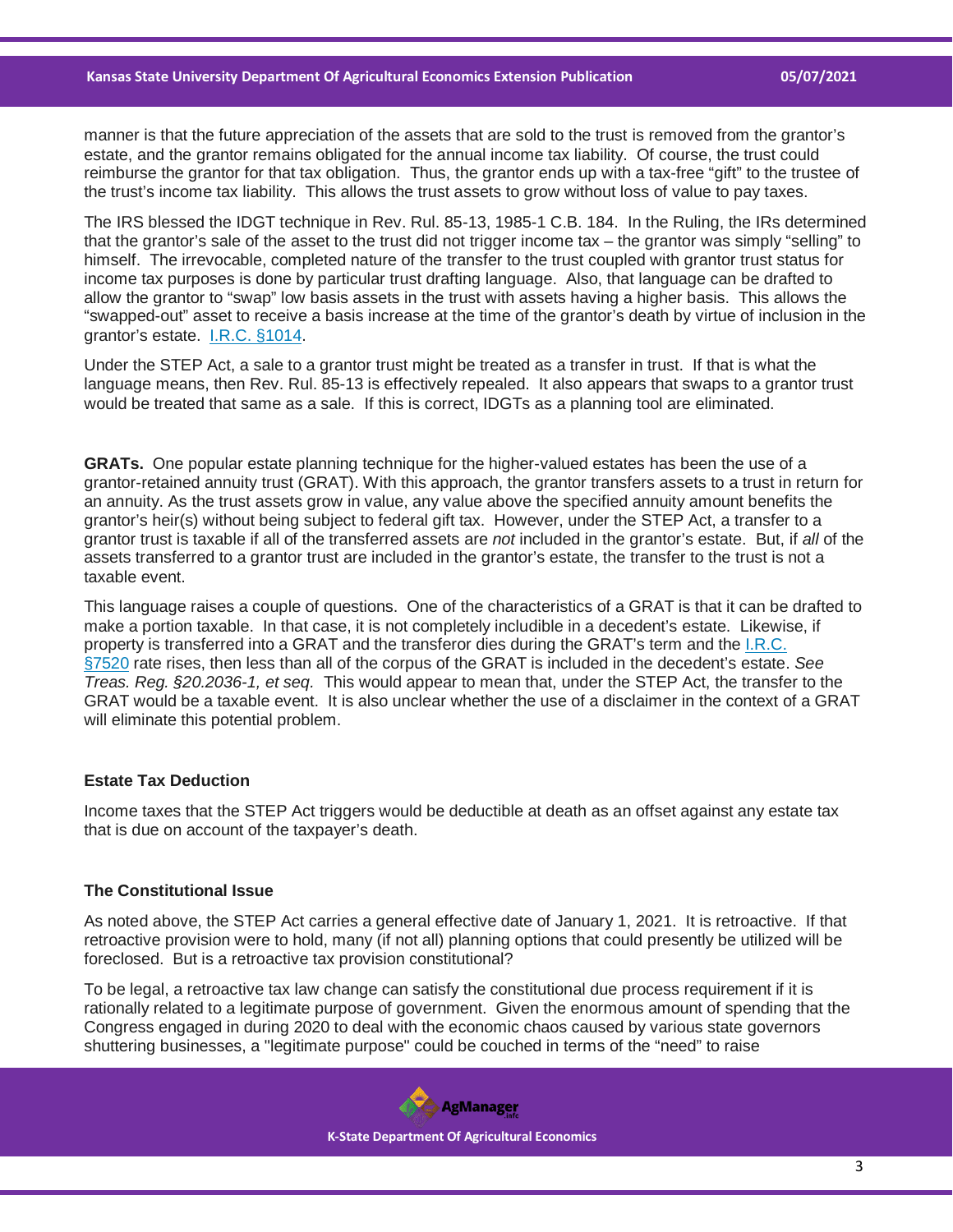manner is that the future appreciation of the assets that are sold to the trust is removed from the grantor's estate, and the grantor remains obligated for the annual income tax liability. Of course, the trust could reimburse the grantor for that tax obligation. Thus, the grantor ends up with a tax-free "gift" to the trustee of the trust's income tax liability. This allows the trust assets to grow without loss of value to pay taxes.

The IRS blessed the IDGT technique in Rev. Rul. 85-13, 1985-1 C.B. 184. In the Ruling, the IRs determined that the grantor's sale of the asset to the trust did not trigger income tax – the grantor was simply "selling" to himself. The irrevocable, completed nature of the transfer to the trust coupled with grantor trust status for income tax purposes is done by particular trust drafting language. Also, that language can be drafted to allow the grantor to "swap" low basis assets in the trust with assets having a higher basis. This allows the "swapped-out" asset to receive a basis increase at the time of the grantor's death by virtue of inclusion in the grantor's estate. I.R.C. §1014.

Under the STEP Act, a sale to a grantor trust might be treated as a transfer in trust. If that is what the language means, then Rev. Rul. 85-13 is effectively repealed. It also appears that swaps to a grantor trust would be treated that same as a sale. If this is correct, IDGTs as a planning tool are eliminated.

**GRATs.** One popular estate planning technique for the higher-valued estates has been the use of a grantor-retained annuity trust (GRAT). With this approach, the grantor transfers assets to a trust in return for an annuity. As the trust assets grow in value, any value above the specified annuity amount benefits the grantor's heir(s) without being subject to federal gift tax. However, under the STEP Act, a transfer to a grantor trust is taxable if all of the transferred assets are *not* included in the grantor's estate. But, if *all* of the assets transferred to a grantor trust are included in the grantor's estate, the transfer to the trust is not a taxable event.

This language raises a couple of questions. One of the characteristics of a GRAT is that it can be drafted to make a portion taxable. In that case, it is not completely includible in a decedent's estate. Likewise, if property is transferred into a GRAT and the transferor dies during the GRAT's term and the I.R.C. §7520 rate rises, then less than all of the corpus of the GRAT is included in the decedent's estate. *See Treas. Reg. §20.2036-1, et seq.* This would appear to mean that, under the STEP Act, the transfer to the GRAT would be a taxable event. It is also unclear whether the use of a disclaimer in the context of a GRAT will eliminate this potential problem.

### Estate Tax Deduction

Income taxes that the STEP Act triggers would be deductible at death as an offset against any estate tax that is due on account of the taxpayer's death.

### The Constitutional Issue

As noted above, the STEP Act carries a general effective date of January 1, 2021. It is retroactive. If that retroactive provision were to hold, many (if not all) planning options that could presently be utilized will be foreclosed. But is a retroactive tax provision constitutional?

To be legal, a retroactive tax law change can satisfy the constitutional due process requirement if it is rationally related to a legitimate purpose of government. Given the enormous amount of spending that the Congress engaged in during 2020 to deal with the economic chaos caused by various state governors shuttering businesses, a "legitimate purpose" could be couched in terms of the "need" to raise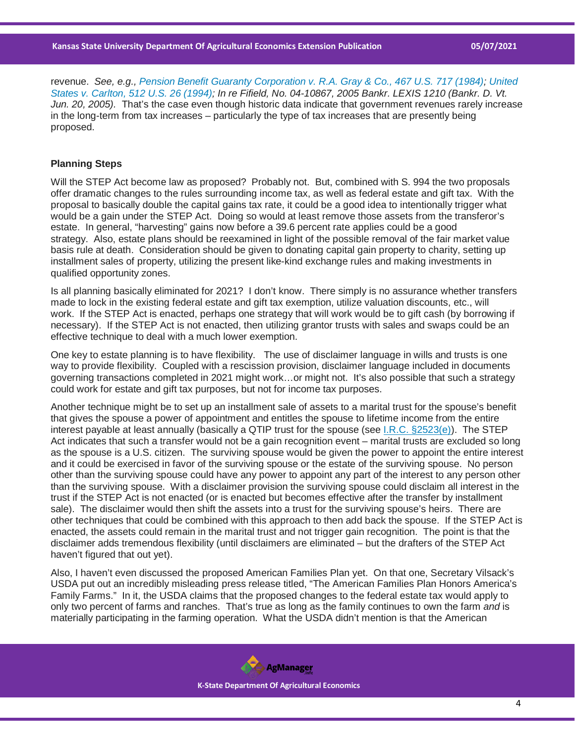revenue. *See, e.g., Pension Benefit Guaranty Corporation v. R.A. Gray & Co., 467 U.S. 717 (1984); United States v. Carlton, 512 U.S. 26 (1994); In re Fifield, No. 04-10867, 2005 Bankr. LEXIS 1210 (Bankr. D. Vt. Jun. 20, 2005).* That's the case even though historic data indicate that government revenues rarely increase in the long-term from tax increases – particularly the type of tax increases that are presently being proposed.

**Planning Steps**

Will the STEP Act become law as proposed? Probably not. But, combined with S. 994 the two proposals offer dramatic changes to the rules surrounding income tax, as well as federal estate and gift tax. With the proposal to basically double the capital gains tax rate, it could be a good idea to intentionally trigger what would be a gain under the STEP Act. Doing so would at least remove those assets from the transferor's estate. In general, "harvesting" gains now before a 39.6 percent rate applies could be a good strategy. Also, estate plans should be reexamined in light of the possible removal of the fair market value basis rule at death. Consideration should be given to donating capital gain property to charity, setting up installment sales of property, utilizing the present like-kind exchange rules and making investments in qualified opportunity zones.

Is all planning basically eliminated for 2021? I don't know. There simply is no assurance whether transfers made to lock in the existing federal estate and gift tax exemption, utilize valuation discounts, etc., will work. If the STEP Act is enacted, perhaps one strategy that will work would be to gift cash (by borrowing if necessary). If the STEP Act is not enacted, then utilizing grantor trusts with sales and swaps could be an effective technique to deal with a much lower exemption.

One key to estate planning is to have flexibility. The use of disclaimer language in wills and trusts is one way to provide flexibility. Coupled with a rescission provision, disclaimer language included in documents governing transactions completed in 2021 might work…or might not. It's also possible that such a strategy could work for estate and gift tax purposes, but not for income tax purposes.

Another technique might be to set up an installment sale of assets to a marital trust for the spouse's benefit that gives the spouse a power of appointment and entitles the spouse to lifetime income from the entire interest payable at least annually (basically a QTIP trust for the spouse (see I.R.C. §2523(e)). The STEP Act indicates that such a transfer would not be a gain recognition event – marital trusts are excluded so long as the spouse is a U.S. citizen. The surviving spouse would be given the power to appoint the entire interest and it could be exercised in favor of the surviving spouse or the estate of the surviving spouse. No person other than the surviving spouse could have any power to appoint any part of the interest to any person other than the surviving spouse. With a disclaimer provision the surviving spouse could disclaim all interest in the trust if the STEP Act is not enacted (or is enacted but becomes effective after the transfer by installment sale). The disclaimer would then shift the assets into a trust for the surviving spouse's heirs. There are other techniques that could be combined with this approach to then add back the spouse. If the STEP Act is enacted, the assets could remain in the marital trust and not trigger gain recognition. The point is that the disclaimer adds tremendous flexibility (until disclaimers are eliminated – but the drafters of the STEP Act haven't figured that out yet).

Also, I haven't even discussed the proposed American Families Plan yet. On that one, Secretary Vilsack's USDA put out an incredibly misleading press release titled, "The American Families Plan Honors America's Family Farms." In it, the USDA claims that the proposed changes to the federal estate tax would apply to only two percent of farms and ranches. That's true as long as the family continues to own the farm *and* is materially participating in the farming operation. What the USDA didn't mention is that the American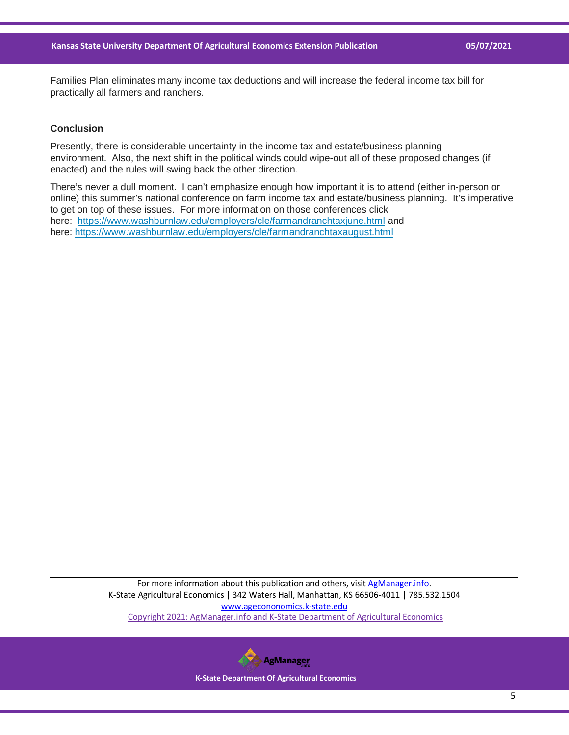Families Plan eliminates many income tax deductions and will increase the federal income tax bill for practically all farmers and ranchers.

## Conclusion

Presently, there is considerable uncertainty in the income tax and estate/business planning environment. Also, the next shift in the political winds could wipe-out all of these proposed changes (if enacted) and the rules will swing back the other direction.

There's never a dull moment. I can't emphasize enough how important it is to attend (either in-person or online) this summer's national conference on farm income tax and estate/business planning. It's imperative to get on top of these issues. For more information on those conferences click here: https://www.washburnlaw.edu/employers/cle/farmandranchtaxjune.html and here: https://www.washburnlaw.edu/employers/cle/farmandranchtaxaugust.html

For more information about this publication and others, visit AgManager.info.
K-State Agricultural Economics | 342 Waters Hall, Manhattan, KS 66506-4011 | 785.532.1504
www.agecononomics.k-state.edu
Copyright 2021: AgManager.info and K-State Department of Agricultural Economics